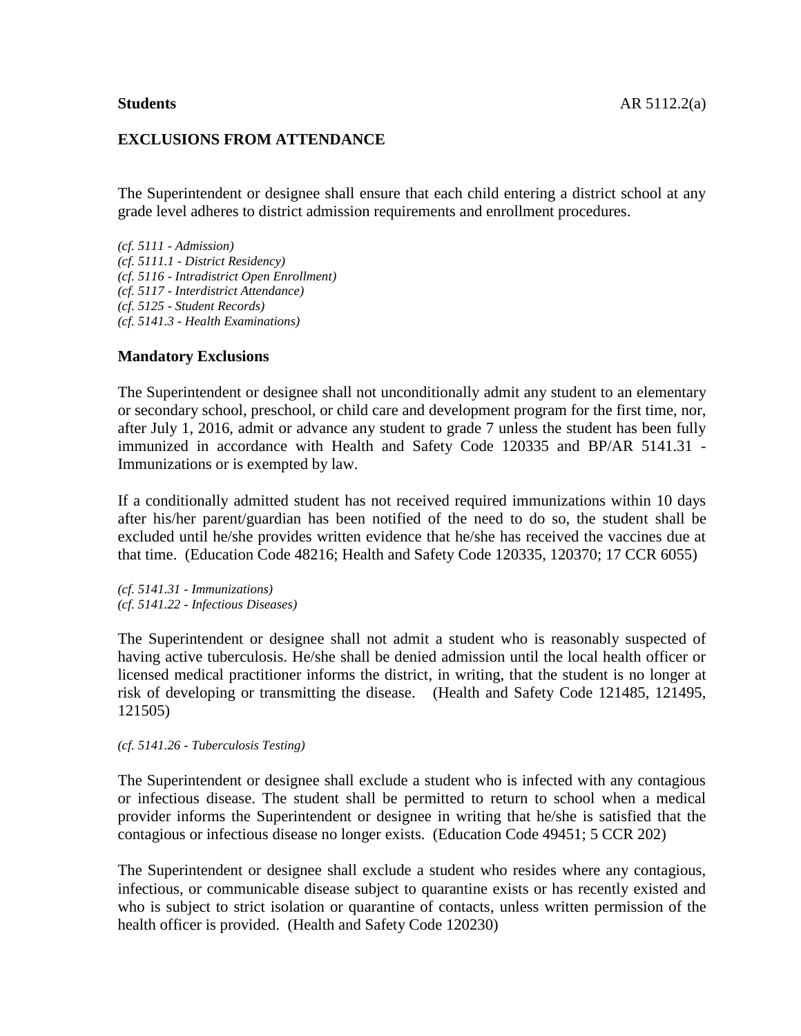**Students** AR 5112.2(a)

## EXCLUSIONS FROM ATTENDANCE

The Superintendent or designee shall ensure that each child entering a district school at any grade level adheres to district admission requirements and enrollment procedures.

*(cf. 5111 - Admission)*
*(cf. 5111.1 - District Residency)*
*(cf. 5116 - Intradistrict Open Enrollment)*
*(cf. 5117 - Interdistrict Attendance)*
*(cf. 5125 - Student Records)*
*(cf. 5141.3 - Health Examinations)*

### Mandatory Exclusions

The Superintendent or designee shall not unconditionally admit any student to an elementary or secondary school, preschool, or child care and development program for the first time, nor, after July 1, 2016, admit or advance any student to grade 7 unless the student has been fully immunized in accordance with Health and Safety Code 120335 and BP/AR 5141.31 - Immunizations or is exempted by law.

If a conditionally admitted student has not received required immunizations within 10 days after his/her parent/guardian has been notified of the need to do so, the student shall be excluded until he/she provides written evidence that he/she has received the vaccines due at that time. (Education Code 48216; Health and Safety Code 120335, 120370; 17 CCR 6055)

*(cf. 5141.31 - Immunizations)*
*(cf. 5141.22 - Infectious Diseases)*

The Superintendent or designee shall not admit a student who is reasonably suspected of having active tuberculosis. He/she shall be denied admission until the local health officer or licensed medical practitioner informs the district, in writing, that the student is no longer at risk of developing or transmitting the disease. (Health and Safety Code 121485, 121495, 121505)

*(cf. 5141.26 - Tuberculosis Testing)*

The Superintendent or designee shall exclude a student who is infected with any contagious or infectious disease. The student shall be permitted to return to school when a medical provider informs the Superintendent or designee in writing that he/she is satisfied that the contagious or infectious disease no longer exists. (Education Code 49451; 5 CCR 202)

The Superintendent or designee shall exclude a student who resides where any contagious, infectious, or communicable disease subject to quarantine exists or has recently existed and who is subject to strict isolation or quarantine of contacts, unless written permission of the health officer is provided. (Health and Safety Code 120230)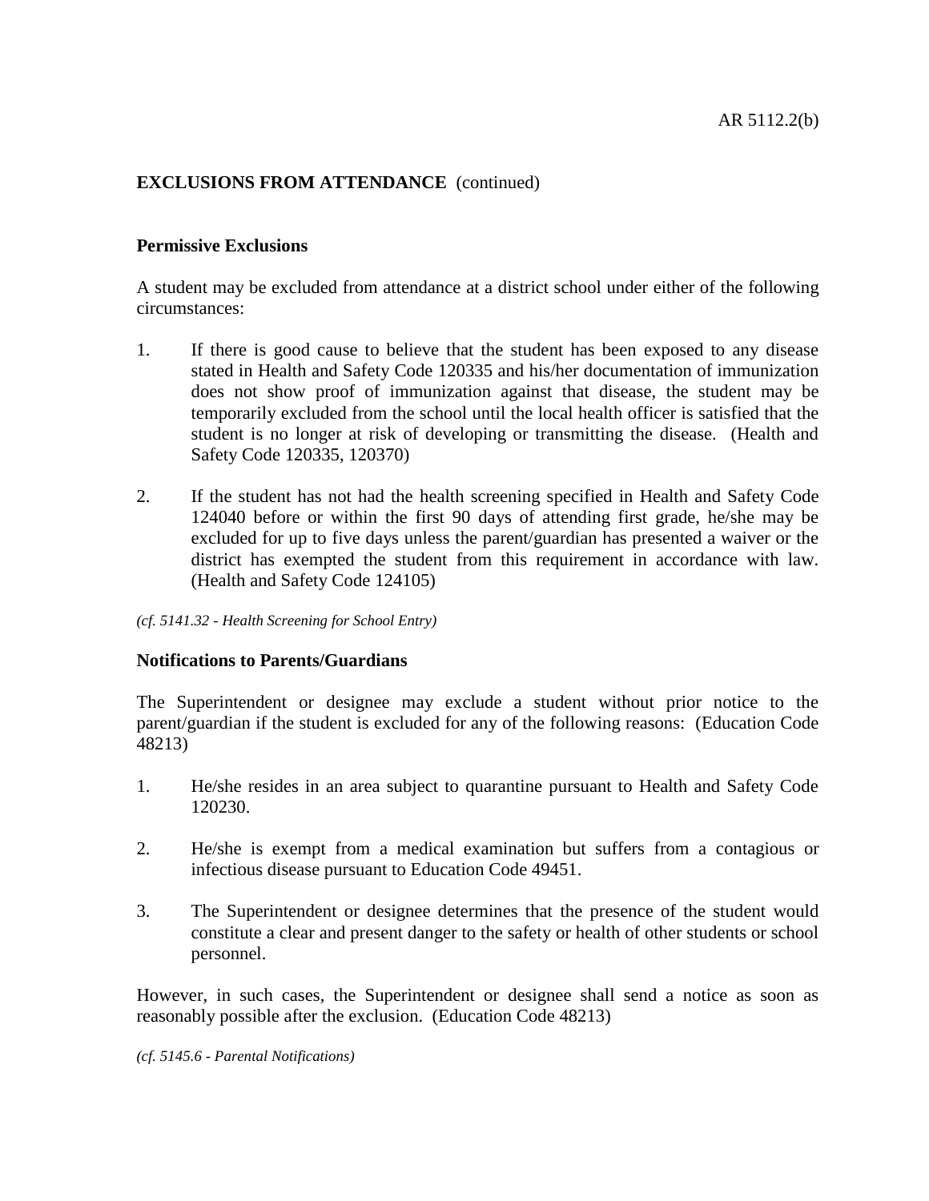## EXCLUSIONS FROM ATTENDANCE (continued)

### Permissive Exclusions

A student may be excluded from attendance at a district school under either of the following circumstances:

1. If there is good cause to believe that the student has been exposed to any disease stated in Health and Safety Code 120335 and his/her documentation of immunization does not show proof of immunization against that disease, the student may be temporarily excluded from the school until the local health officer is satisfied that the student is no longer at risk of developing or transmitting the disease. (Health and Safety Code 120335, 120370)

2. If the student has not had the health screening specified in Health and Safety Code 124040 before or within the first 90 days of attending first grade, he/she may be excluded for up to five days unless the parent/guardian has presented a waiver or the district has exempted the student from this requirement in accordance with law. (Health and Safety Code 124105)

*(cf. 5141.32 - Health Screening for School Entry)*

### Notifications to Parents/Guardians

The Superintendent or designee may exclude a student without prior notice to the parent/guardian if the student is excluded for any of the following reasons: (Education Code 48213)

1. He/she resides in an area subject to quarantine pursuant to Health and Safety Code 120230.

2. He/she is exempt from a medical examination but suffers from a contagious or infectious disease pursuant to Education Code 49451.

3. The Superintendent or designee determines that the presence of the student would constitute a clear and present danger to the safety or health of other students or school personnel.

However, in such cases, the Superintendent or designee shall send a notice as soon as reasonably possible after the exclusion. (Education Code 48213)

*(cf. 5145.6 - Parental Notifications)*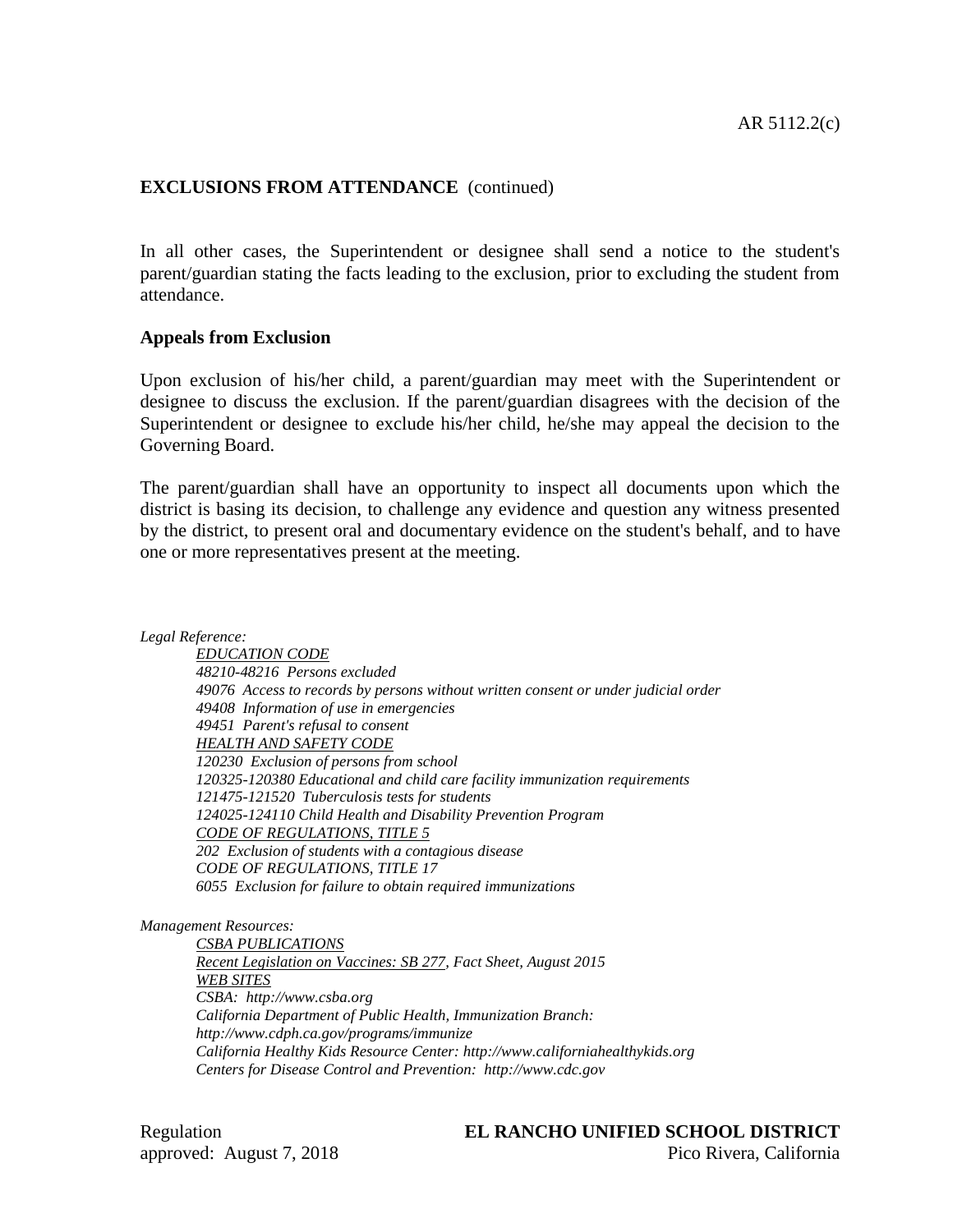**EXCLUSIONS FROM ATTENDANCE** (continued)

In all other cases, the Superintendent or designee shall send a notice to the student's parent/guardian stating the facts leading to the exclusion, prior to excluding the student from attendance.

**Appeals from Exclusion**

Upon exclusion of his/her child, a parent/guardian may meet with the Superintendent or designee to discuss the exclusion. If the parent/guardian disagrees with the decision of the Superintendent or designee to exclude his/her child, he/she may appeal the decision to the Governing Board.

The parent/guardian shall have an opportunity to inspect all documents upon which the district is basing its decision, to challenge any evidence and question any witness presented by the district, to present oral and documentary evidence on the student's behalf, and to have one or more representatives present at the meeting.

*Legal Reference:*

*EDUCATION CODE*
*48210-48216 Persons excluded*
*49076 Access to records by persons without written consent or under judicial order*
*49408 Information of use in emergencies*
*49451 Parent's refusal to consent*
*HEALTH AND SAFETY CODE*
*120230 Exclusion of persons from school*
*120325-120380 Educational and child care facility immunization requirements*
*121475-121520 Tuberculosis tests for students*
*124025-124110 Child Health and Disability Prevention Program*
*CODE OF REGULATIONS, TITLE 5*
*202 Exclusion of students with a contagious disease*
*CODE OF REGULATIONS, TITLE 17*
*6055 Exclusion for failure to obtain required immunizations*

*Management Resources:*

*CSBA PUBLICATIONS*
*Recent Legislation on Vaccines: SB 277, Fact Sheet, August 2015*
*WEB SITES*
*CSBA: http://www.csba.org*
*California Department of Public Health, Immunization Branch: http://www.cdph.ca.gov/programs/immunize*
*California Healthy Kids Resource Center: http://www.californiahealthykids.org*
*Centers for Disease Control and Prevention: http://www.cdc.gov*

Regulation approved: August 7, 2018

**EL RANCHO UNIFIED SCHOOL DISTRICT**
Pico Rivera, California